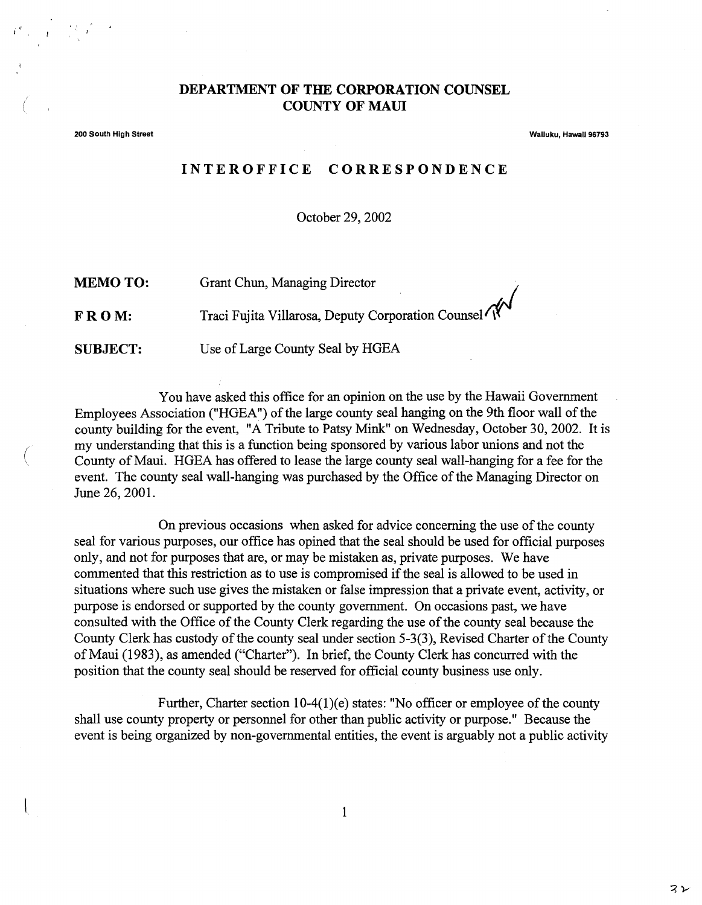# DEPARTMENT OF THE CORPORATION COUNSEL
## COUNTY OF MAUI

200 South High Street | Wailuku, Hawaii 96793

### INTEROFFICE CORRESPONDENCE

October 29, 2002

**MEMO TO:** Grant Chun, Managing Director

**FROM:** Traci Fujita Villarosa, Deputy Corporation Counsel

**SUBJECT:** Use of Large County Seal by HGEA

You have asked this office for an opinion on the use by the Hawaii Government Employees Association ("HGEA") of the large county seal hanging on the 9th floor wall of the county building for the event, "A Tribute to Patsy Mink" on Wednesday, October 30, 2002. It is my understanding that this is a function being sponsored by various labor unions and not the County of Maui. HGEA has offered to lease the large county seal wall-hanging for a fee for the event. The county seal wall-hanging was purchased by the Office of the Managing Director on June 26, 2001.

On previous occasions when asked for advice concerning the use of the county seal for various purposes, our office has opined that the seal should be used for official purposes only, and not for purposes that are, or may be mistaken as, private purposes. We have commented that this restriction as to use is compromised if the seal is allowed to be used in situations where such use gives the mistaken or false impression that a private event, activity, or purpose is endorsed or supported by the county government. On occasions past, we have consulted with the Office of the County Clerk regarding the use of the county seal because the County Clerk has custody of the county seal under section 5-3(3), Revised Charter of the County of Maui (1983), as amended ("Charter"). In brief, the County Clerk has concurred with the position that the county seal should be reserved for official county business use only.

Further, Charter section 10-4(1)(e) states: "No officer or employee of the county shall use county property or personnel for other than public activity or purpose." Because the event is being organized by non-governmental entities, the event is arguably not a public activity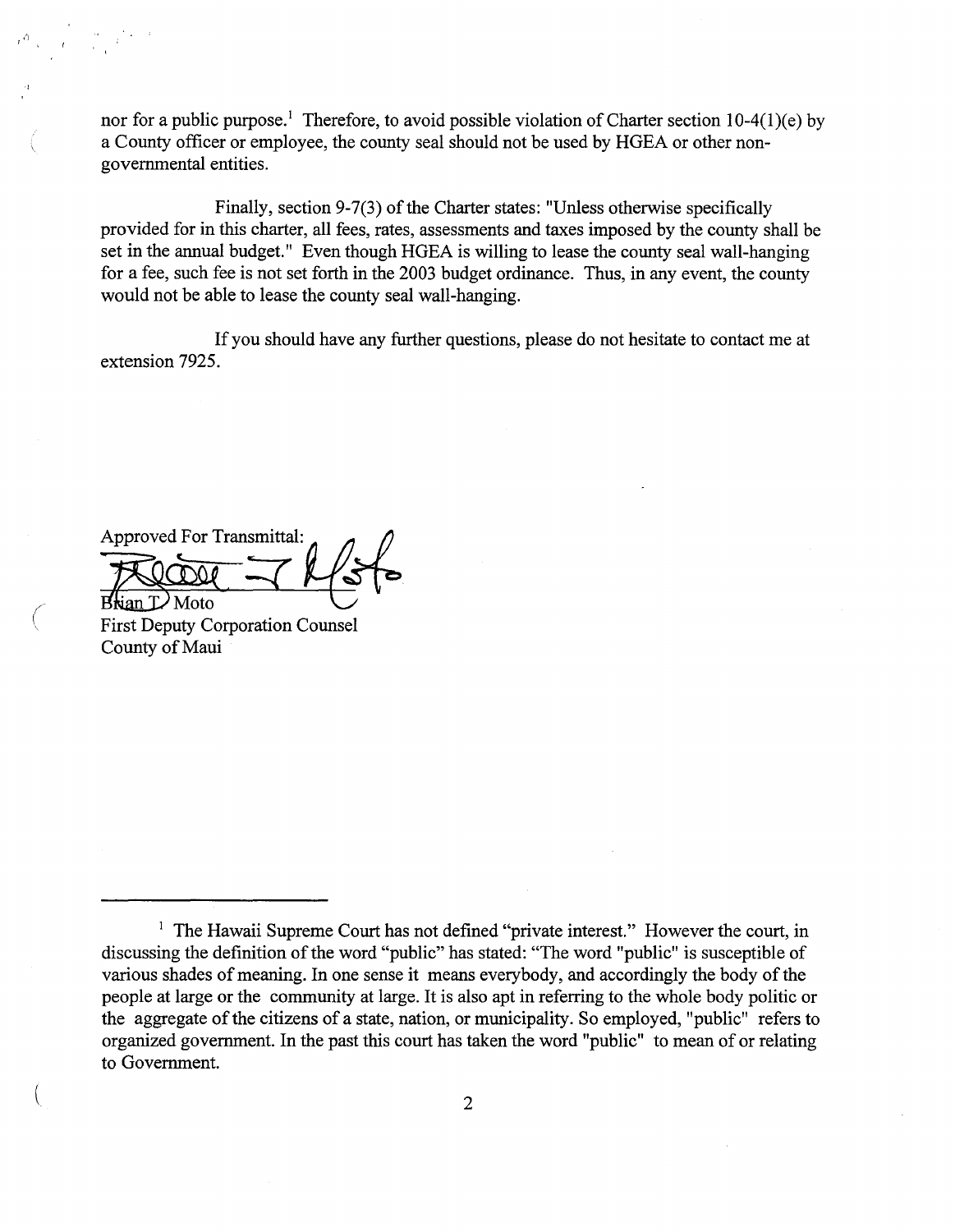nor for a public purpose.[1] Therefore, to avoid possible violation of Charter section 10-4(1)(e) by a County officer or employee, the county seal should not be used by HGEA or other non-governmental entities.

Finally, section 9-7(3) of the Charter states: "Unless otherwise specifically provided for in this charter, all fees, rates, assessments and taxes imposed by the county shall be set in the annual budget." Even though HGEA is willing to lease the county seal wall-hanging for a fee, such fee is not set forth in the 2003 budget ordinance. Thus, in any event, the county would not be able to lease the county seal wall-hanging.

If you should have any further questions, please do not hesitate to contact me at extension 7925.

Approved For Transmittal:

Brian T. Moto
First Deputy Corporation Counsel
County of Maui

---

[1] The Hawaii Supreme Court has not defined "private interest." However the court, in discussing the definition of the word "public" has stated: "The word "public" is susceptible of various shades of meaning. In one sense it means everybody, and accordingly the body of the people at large or the community at large. It is also apt in referring to the whole body politic or the aggregate of the citizens of a state, nation, or municipality. So employed, "public" refers to organized government. In the past this court has taken the word "public" to mean of or relating to Government.